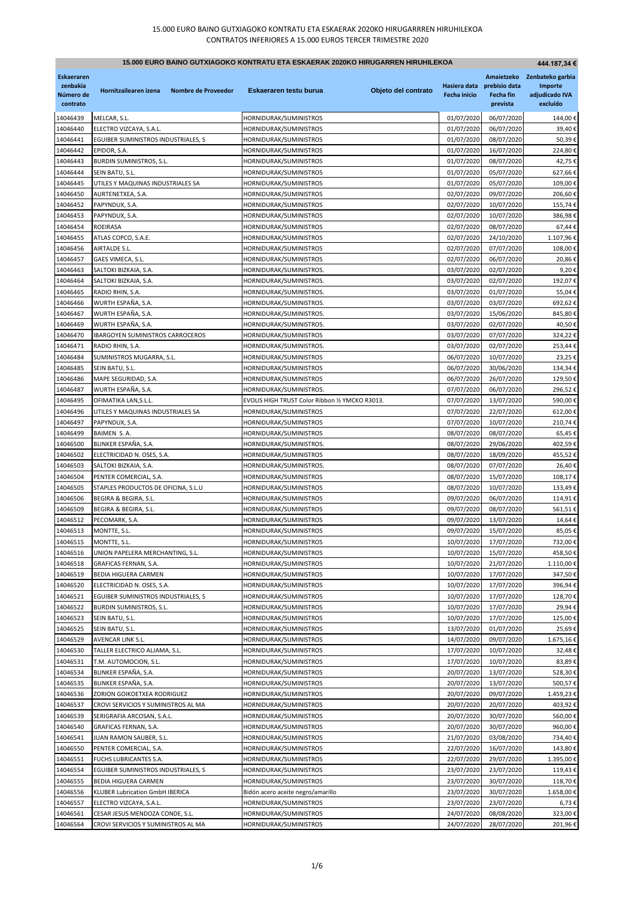# 15.000 EURO BAINO GUTXIAGOKO KONTRATU ETA ESKAERAK 2020KO HIRUGARREN HIRUHILEKOA
## CONTRATOS INFERIORES A 15.000 EUROS TERCER TRIMESTRE 2020

| 15.000 EURO BAINO GUTXIAGOKO KONTRATU ETA ESKAERAK 2020KO HIRUGARREN HIRUHILEKOA | | | | | 444.187,34 € |
|---|---|---|---|---|---|
| Eskaeraren zenbakia Número de contrato | Hornitzailearen izena Nombre de Proveedor | Eskaeraren testu burua Objeto del contrato | Hasiera data Fecha inicio | Amaietzeko prebisio data Fecha fin prevista | Zenbateko garbia Importe adjudicado IVA excluído |
| 14046439 | MELCAR, S.L. | HORNIDURAK/SUMINISTROS | 01/07/2020 | 06/07/2020 | 144,00 € |
| 14046440 | ELECTRO VIZCAYA, S.A.L. | HORNIDURAK/SUMINISTROS | 01/07/2020 | 06/07/2020 | 39,40 € |
| 14046441 | EGUIBER SUMINISTROS INDUSTRIALES, S | HORNIDURAK/SUMINISTROS | 01/07/2020 | 08/07/2020 | 50,39 € |
| 14046442 | EPIDOR, S.A. | HORNIDURAK/SUMINISTROS | 01/07/2020 | 16/07/2020 | 224,80 € |
| 14046443 | BURDIN SUMINISTROS, S.L. | HORNIDURAK/SUMINISTROS | 01/07/2020 | 08/07/2020 | 42,75 € |
| 14046444 | SEIN BATU, S.L. | HORNIDURAK/SUMINISTROS | 01/07/2020 | 05/07/2020 | 627,66 € |
| 14046445 | UTILES Y MAQUINAS INDUSTRIALES SA | HORNIDURAK/SUMINISTROS | 01/07/2020 | 05/07/2020 | 109,00 € |
| 14046450 | AURTENETXEA, S.A. | HORNIDURAK/SUMINISTROS | 02/07/2020 | 09/07/2020 | 206,60 € |
| 14046452 | PAPYNDUX, S.A. | HORNIDURAK/SUMINISTROS | 02/07/2020 | 10/07/2020 | 155,74 € |
| 14046453 | PAPYNDUX, S.A. | HORNIDURAK/SUMINISTROS | 02/07/2020 | 10/07/2020 | 386,98 € |
| 14046454 | ROEIRASA | HORNIDURAK/SUMINISTROS | 02/07/2020 | 08/07/2020 | 67,44 € |
| 14046455 | ATLAS COPCO, S.A.E. | HORNIDURAK/SUMINISTROS | 02/07/2020 | 24/10/2020 | 1.107,96 € |
| 14046456 | AIRTALDE S.L. | HORNIDURAK/SUMINISTROS | 02/07/2020 | 07/07/2020 | 108,00 € |
| 14046457 | GAES VIMECA, S.L. | HORNIDURAK/SUMINISTROS | 02/07/2020 | 06/07/2020 | 20,86 € |
| 14046463 | SALTOKI BIZKAIA, S.A. | HORNIDURAK/SUMINISTROS. | 03/07/2020 | 02/07/2020 | 9,20 € |
| 14046464 | SALTOKI BIZKAIA, S.A. | HORNIDURAK/SUMINISTROS. | 03/07/2020 | 02/07/2020 | 192,07 € |
| 14046465 | RADIO RHIN, S.A. | HORNIDURAK/SUMINISTROS. | 03/07/2020 | 01/07/2020 | 55,04 € |
| 14046466 | WURTH ESPAÑA, S.A. | HORNIDURAK/SUMINISTROS. | 03/07/2020 | 03/07/2020 | 692,62 € |
| 14046467 | WURTH ESPAÑA, S.A. | HORNIDURAK/SUMINISTROS. | 03/07/2020 | 15/06/2020 | 845,80 € |
| 14046469 | WURTH ESPAÑA, S.A. | HORNIDURAK/SUMINISTROS. | 03/07/2020 | 02/07/2020 | 40,50 € |
| 14046470 | IBARGOYEN SUMINISTROS CARROCEROS | HORNIDURAK/SUMINISTROS | 03/07/2020 | 07/07/2020 | 324,22 € |
| 14046471 | RADIO RHIN, S.A. | HORNIDURAK/SUMINISTROS. | 03/07/2020 | 02/07/2020 | 253,44 € |
| 14046484 | SUMINISTROS MUGARRA, S.L. | HORNIDURAK/SUMINISTROS | 06/07/2020 | 10/07/2020 | 23,25 € |
| 14046485 | SEIN BATU, S.L. | HORNIDURAK/SUMINISTROS | 06/07/2020 | 30/06/2020 | 134,34 € |
| 14046486 | MAPE SEGURIDAD, S.A. | HORNIDURAK/SUMINISTROS | 06/07/2020 | 26/07/2020 | 129,50 € |
| 14046487 | WURTH ESPAÑA, S.A. | HORNIDURAK/SUMINISTROS. | 07/07/2020 | 06/07/2020 | 296,52 € |
| 14046495 | OFIMATIKA LAN,S.L.L. | EVOLIS HIGH TRUST Color Ribbon ½ YMCKO R3013. | 07/07/2020 | 13/07/2020 | 590,00 € |
| 14046496 | UTILES Y MAQUINAS INDUSTRIALES SA | HORNIDURAK/SUMINISTROS | 07/07/2020 | 22/07/2020 | 612,00 € |
| 14046497 | PAPYNDUX, S.A. | HORNIDURAK/SUMINISTROS | 07/07/2020 | 10/07/2020 | 210,74 € |
| 14046499 | BAIMEN S. A. | HORNIDURAK/SUMINISTROS | 08/07/2020 | 08/07/2020 | 65,45 € |
| 14046500 | BLINKER ESPAÑA, S.A. | HORNIDURAK/SUMINISTROS. | 08/07/2020 | 29/06/2020 | 402,59 € |
| 14046502 | ELECTRICIDAD N. OSES, S.A. | HORNIDURAK/SUMINISTROS | 08/07/2020 | 18/09/2020 | 455,52 € |
| 14046503 | SALTOKI BIZKAIA, S.A. | HORNIDURAK/SUMINISTROS. | 08/07/2020 | 07/07/2020 | 26,40 € |
| 14046504 | PENTER COMERCIAL, S.A. | HORNIDURAK/SUMINISTROS | 08/07/2020 | 15/07/2020 | 108,17 € |
| 14046505 | STAPLES PRODUCTOS DE OFICINA, S.L.U | HORNIDURAK/SUMINISTROS | 08/07/2020 | 10/07/2020 | 133,49 € |
| 14046506 | BEGIRA & BEGIRA, S.L. | HORNIDURAK/SUMINISTROS | 09/07/2020 | 06/07/2020 | 114,91 € |
| 14046509 | BEGIRA & BEGIRA, S.L. | HORNIDURAK/SUMINISTROS | 09/07/2020 | 08/07/2020 | 561,51 € |
| 14046512 | PECOMARK, S.A. | HORNIDURAK/SUMINISTROS | 09/07/2020 | 13/07/2020 | 14,64 € |
| 14046513 | MONTTE, S.L. | HORNIDURAK/SUMINISTROS | 09/07/2020 | 15/07/2020 | 85,05 € |
| 14046515 | MONTTE, S.L. | HORNIDURAK/SUMINISTROS | 10/07/2020 | 17/07/2020 | 732,00 € |
| 14046516 | UNION PAPELERA MERCHANTING, S.L. | HORNIDURAK/SUMINISTROS | 10/07/2020 | 15/07/2020 | 458,50 € |
| 14046518 | GRAFICAS FERNAN, S.A. | HORNIDURAK/SUMINISTROS | 10/07/2020 | 21/07/2020 | 1.110,00 € |
| 14046519 | BEDIA HIGUERA CARMEN | HORNIDURAK/SUMINISTROS | 10/07/2020 | 17/07/2020 | 347,50 € |
| 14046520 | ELECTRICIDAD N. OSES, S.A. | HORNIDURAK/SUMINISTROS | 10/07/2020 | 17/07/2020 | 396,94 € |
| 14046521 | EGUIBER SUMINISTROS INDUSTRIALES, S | HORNIDURAK/SUMINISTROS | 10/07/2020 | 17/07/2020 | 128,70 € |
| 14046522 | BURDIN SUMINISTROS, S.L. | HORNIDURAK/SUMINISTROS | 10/07/2020 | 17/07/2020 | 29,94 € |
| 14046523 | SEIN BATU, S.L. | HORNIDURAK/SUMINISTROS | 10/07/2020 | 17/07/2020 | 125,00 € |
| 14046525 | SEIN BATU, S.L. | HORNIDURAK/SUMINISTROS | 13/07/2020 | 01/07/2020 | 25,69 € |
| 14046529 | AVENCAR LINK S.L. | HORNIDURAK/SUMINISTROS | 14/07/2020 | 09/07/2020 | 1.675,16 € |
| 14046530 | TALLER ELECTRICO ALJAMA, S.L. | HORNIDURAK/SUMINISTROS | 17/07/2020 | 10/07/2020 | 32,48 € |
| 14046531 | T.M. AUTOMOCION, S.L. | HORNIDURAK/SUMINISTROS | 17/07/2020 | 10/07/2020 | 83,89 € |
| 14046534 | BLINKER ESPAÑA, S.A. | HORNIDURAK/SUMINISTROS | 20/07/2020 | 13/07/2020 | 528,30 € |
| 14046535 | BLINKER ESPAÑA, S.A. | HORNIDURAK/SUMINISTROS | 20/07/2020 | 13/07/2020 | 500,57 € |
| 14046536 | ZORION GOIKOETXEA RODRIGUEZ | HORNIDURAK/SUMINISTROS | 20/07/2020 | 09/07/2020 | 1.459,23 € |
| 14046537 | CROVI SERVICIOS Y SUMINISTROS AL MA | HORNIDURAK/SUMINISTROS | 20/07/2020 | 20/07/2020 | 403,92 € |
| 14046539 | SERIGRAFIA ARCOSAN, S.A.L. | HORNIDURAK/SUMINISTROS | 20/07/2020 | 30/07/2020 | 560,00 € |
| 14046540 | GRAFICAS FERNAN, S.A. | HORNIDURAK/SUMINISTROS | 20/07/2020 | 30/07/2020 | 960,00 € |
| 14046541 | JUAN RAMON SAUBER, S.L. | HORNIDURAK/SUMINISTROS | 21/07/2020 | 03/08/2020 | 734,40 € |
| 14046550 | PENTER COMERCIAL, S.A. | HORNIDURAK/SUMINISTROS | 22/07/2020 | 16/07/2020 | 143,80 € |
| 14046551 | FUCHS LUBRICANTES S.A. | HORNIDURAK/SUMINISTROS | 22/07/2020 | 29/07/2020 | 1.395,00 € |
| 14046554 | EGUIBER SUMINISTROS INDUSTRIALES, S | HORNIDURAK/SUMINISTROS | 23/07/2020 | 23/07/2020 | 119,43 € |
| 14046555 | BEDIA HIGUERA CARMEN | HORNIDURAK/SUMINISTROS | 23/07/2020 | 30/07/2020 | 118,70 € |
| 14046556 | KLUBER Lubrication GmbH IBERICA | Bidón acero aceite negro/amarillo | 23/07/2020 | 30/07/2020 | 1.658,00 € |
| 14046557 | ELECTRO VIZCAYA, S.A.L. | HORNIDURAK/SUMINISTROS | 23/07/2020 | 23/07/2020 | 6,73 € |
| 14046561 | CESAR JESUS MENDOZA CONDE, S.L. | HORNIDURAK/SUMINISTROS | 24/07/2020 | 08/08/2020 | 323,00 € |
| 14046564 | CROVI SERVICIOS Y SUMINISTROS AL MA | HORNIDURAK/SUMINISTROS | 24/07/2020 | 28/07/2020 | 201,96 € |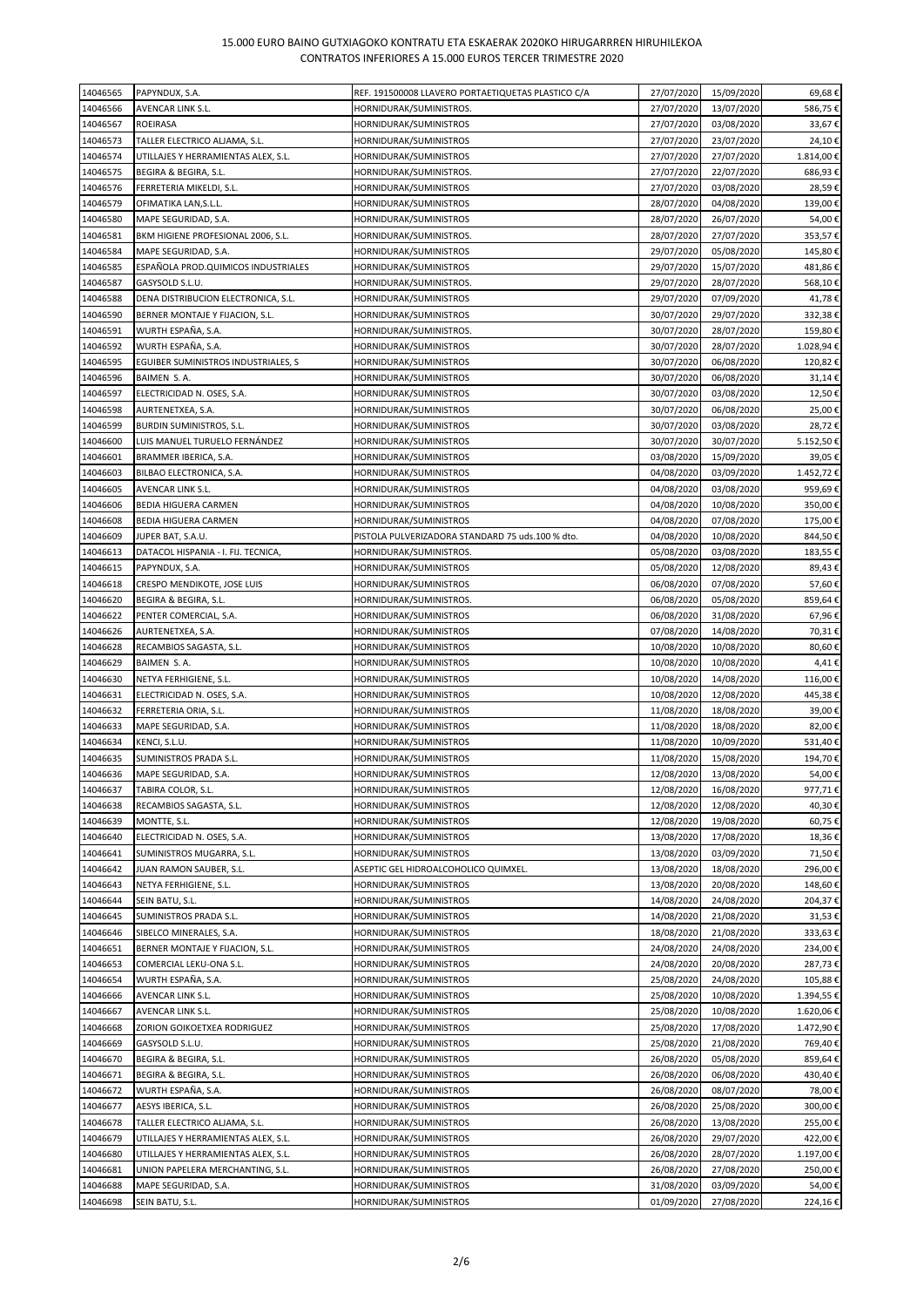# 15.000 EURO BAINO GUTXIAGOKO KONTRATU ETA ESKAERAK 2020KO HIRUGARREN HIRUHILEKOA
# CONTRATOS INFERIORES A 15.000 EUROS TERCER TRIMESTRE 2020

| | | | | | |
|---|---|---|---|---|---|
| 14046565 | PAPYNDUX, S.A. | REF. 191500008 LLAVERO PORTAETIQUETAS PLASTICO C/A | 27/07/2020 | 15/09/2020 | 69,68 € |
| 14046566 | AVENCAR LINK S.L. | HORNIDURAK/SUMINISTROS. | 27/07/2020 | 13/07/2020 | 586,75 € |
| 14046567 | ROEIRASA | HORNIDURAK/SUMINISTROS | 27/07/2020 | 03/08/2020 | 33,67 € |
| 14046573 | TALLER ELECTRICO ALJAMA, S.L. | HORNIDURAK/SUMINISTROS | 27/07/2020 | 23/07/2020 | 24,10 € |
| 14046574 | UTILLAJES Y HERRAMIENTAS ALEX, S.L. | HORNIDURAK/SUMINISTROS | 27/07/2020 | 27/07/2020 | 1.814,00 € |
| 14046575 | BEGIRA & BEGIRA, S.L. | HORNIDURAK/SUMINISTROS. | 27/07/2020 | 22/07/2020 | 686,93 € |
| 14046576 | FERRETERIA MIKELDI, S.L. | HORNIDURAK/SUMINISTROS | 27/07/2020 | 03/08/2020 | 28,59 € |
| 14046579 | OFIMATIKA LAN,S.L.L. | HORNIDURAK/SUMINISTROS | 28/07/2020 | 04/08/2020 | 139,00 € |
| 14046580 | MAPE SEGURIDAD, S.A. | HORNIDURAK/SUMINISTROS | 28/07/2020 | 26/07/2020 | 54,00 € |
| 14046581 | BKM HIGIENE PROFESIONAL 2006, S.L. | HORNIDURAK/SUMINISTROS. | 28/07/2020 | 27/07/2020 | 353,57 € |
| 14046584 | MAPE SEGURIDAD, S.A. | HORNIDURAK/SUMINISTROS | 29/07/2020 | 05/08/2020 | 145,80 € |
| 14046585 | ESPAÑOLA PROD.QUIMICOS INDUSTRIALES | HORNIDURAK/SUMINISTROS | 29/07/2020 | 15/07/2020 | 481,86 € |
| 14046587 | GASYSOLD S.L.U. | HORNIDURAK/SUMINISTROS. | 29/07/2020 | 28/07/2020 | 568,10 € |
| 14046588 | DENA DISTRIBUCION ELECTRONICA, S.L. | HORNIDURAK/SUMINISTROS | 29/07/2020 | 07/09/2020 | 41,78 € |
| 14046590 | BERNER MONTAJE Y FIJACION, S.L. | HORNIDURAK/SUMINISTROS | 30/07/2020 | 29/07/2020 | 332,38 € |
| 14046591 | WURTH ESPAÑA, S.A. | HORNIDURAK/SUMINISTROS. | 30/07/2020 | 28/07/2020 | 159,80 € |
| 14046592 | WURTH ESPAÑA, S.A. | HORNIDURAK/SUMINISTROS | 30/07/2020 | 28/07/2020 | 1.028,94 € |
| 14046595 | EGUIBER SUMINISTROS INDUSTRIALES, S | HORNIDURAK/SUMINISTROS | 30/07/2020 | 06/08/2020 | 120,82 € |
| 14046596 | BAIMEN S. A. | HORNIDURAK/SUMINISTROS | 30/07/2020 | 06/08/2020 | 31,14 € |
| 14046597 | ELECTRICIDAD N. OSES, S.A. | HORNIDURAK/SUMINISTROS | 30/07/2020 | 03/08/2020 | 12,50 € |
| 14046598 | AURTENETXEA, S.A. | HORNIDURAK/SUMINISTROS | 30/07/2020 | 06/08/2020 | 25,00 € |
| 14046599 | BURDIN SUMINISTROS, S.L. | HORNIDURAK/SUMINISTROS | 30/07/2020 | 03/08/2020 | 28,72 € |
| 14046600 | LUIS MANUEL TURUELO FERNÁNDEZ | HORNIDURAK/SUMINISTROS | 30/07/2020 | 30/07/2020 | 5.152,50 € |
| 14046601 | BRAMMER IBERICA, S.A. | HORNIDURAK/SUMINISTROS | 03/08/2020 | 15/09/2020 | 39,05 € |
| 14046603 | BILBAO ELECTRONICA, S.A. | HORNIDURAK/SUMINISTROS | 04/08/2020 | 03/09/2020 | 1.452,72 € |
| 14046605 | AVENCAR LINK S.L. | HORNIDURAK/SUMINISTROS | 04/08/2020 | 03/08/2020 | 959,69 € |
| 14046606 | BEDIA HIGUERA CARMEN | HORNIDURAK/SUMINISTROS | 04/08/2020 | 10/08/2020 | 350,00 € |
| 14046608 | BEDIA HIGUERA CARMEN | HORNIDURAK/SUMINISTROS | 04/08/2020 | 07/08/2020 | 175,00 € |
| 14046609 | JUPER BAT, S.A.U. | PISTOLA PULVERIZADORA STANDARD 75 uds.100 % dto. | 04/08/2020 | 10/08/2020 | 844,50 € |
| 14046613 | DATACOL HISPANIA - I. FIJ. TECNICA, | HORNIDURAK/SUMINISTROS. | 05/08/2020 | 03/08/2020 | 183,55 € |
| 14046615 | PAPYNDUX, S.A. | HORNIDURAK/SUMINISTROS | 05/08/2020 | 12/08/2020 | 89,43 € |
| 14046618 | CRESPO MENDIKOTE, JOSE LUIS | HORNIDURAK/SUMINISTROS | 06/08/2020 | 07/08/2020 | 57,60 € |
| 14046620 | BEGIRA & BEGIRA, S.L. | HORNIDURAK/SUMINISTROS. | 06/08/2020 | 05/08/2020 | 859,64 € |
| 14046622 | PENTER COMERCIAL, S.A. | HORNIDURAK/SUMINISTROS | 06/08/2020 | 31/08/2020 | 67,96 € |
| 14046626 | AURTENETXEA, S.A. | HORNIDURAK/SUMINISTROS | 07/08/2020 | 14/08/2020 | 70,31 € |
| 14046628 | RECAMBIOS SAGASTA, S.L. | HORNIDURAK/SUMINISTROS | 10/08/2020 | 10/08/2020 | 80,60 € |
| 14046629 | BAIMEN S. A. | HORNIDURAK/SUMINISTROS | 10/08/2020 | 10/08/2020 | 4,41 € |
| 14046630 | NETYA FERHIGIENE, S.L. | HORNIDURAK/SUMINISTROS | 10/08/2020 | 14/08/2020 | 116,00 € |
| 14046631 | ELECTRICIDAD N. OSES, S.A. | HORNIDURAK/SUMINISTROS | 10/08/2020 | 12/08/2020 | 445,38 € |
| 14046632 | FERRETERIA ORIA, S.L. | HORNIDURAK/SUMINISTROS | 11/08/2020 | 18/08/2020 | 39,00 € |
| 14046633 | MAPE SEGURIDAD, S.A. | HORNIDURAK/SUMINISTROS | 11/08/2020 | 18/08/2020 | 82,00 € |
| 14046634 | KENCI, S.L.U. | HORNIDURAK/SUMINISTROS | 11/08/2020 | 10/09/2020 | 531,40 € |
| 14046635 | SUMINISTROS PRADA S.L. | HORNIDURAK/SUMINISTROS | 11/08/2020 | 15/08/2020 | 194,70 € |
| 14046636 | MAPE SEGURIDAD, S.A. | HORNIDURAK/SUMINISTROS | 12/08/2020 | 13/08/2020 | 54,00 € |
| 14046637 | TABIRA COLOR, S.L. | HORNIDURAK/SUMINISTROS | 12/08/2020 | 16/08/2020 | 977,71 € |
| 14046638 | RECAMBIOS SAGASTA, S.L. | HORNIDURAK/SUMINISTROS | 12/08/2020 | 12/08/2020 | 40,30 € |
| 14046639 | MONTTE, S.L. | HORNIDURAK/SUMINISTROS | 12/08/2020 | 19/08/2020 | 60,75 € |
| 14046640 | ELECTRICIDAD N. OSES, S.A. | HORNIDURAK/SUMINISTROS | 13/08/2020 | 17/08/2020 | 18,36 € |
| 14046641 | SUMINISTROS MUGARRA, S.L. | HORNIDURAK/SUMINISTROS | 13/08/2020 | 03/09/2020 | 71,50 € |
| 14046642 | JUAN RAMON SAUBER, S.L. | ASEPTIC GEL HIDROALCOHOLICO QUIMXEL. | 13/08/2020 | 18/08/2020 | 296,00 € |
| 14046643 | NETYA FERHIGIENE, S.L. | HORNIDURAK/SUMINISTROS | 13/08/2020 | 20/08/2020 | 148,60 € |
| 14046644 | SEIN BATU, S.L. | HORNIDURAK/SUMINISTROS | 14/08/2020 | 24/08/2020 | 204,37 € |
| 14046645 | SUMINISTROS PRADA S.L. | HORNIDURAK/SUMINISTROS | 14/08/2020 | 21/08/2020 | 31,53 € |
| 14046646 | SIBELCO MINERALES, S.A. | HORNIDURAK/SUMINISTROS | 18/08/2020 | 21/08/2020 | 333,63 € |
| 14046651 | BERNER MONTAJE Y FIJACION, S.L. | HORNIDURAK/SUMINISTROS | 24/08/2020 | 24/08/2020 | 234,00 € |
| 14046653 | COMERCIAL LEKU-ONA S.L. | HORNIDURAK/SUMINISTROS | 24/08/2020 | 20/08/2020 | 287,73 € |
| 14046654 | WURTH ESPAÑA, S.A. | HORNIDURAK/SUMINISTROS | 25/08/2020 | 24/08/2020 | 105,88 € |
| 14046666 | AVENCAR LINK S.L. | HORNIDURAK/SUMINISTROS | 25/08/2020 | 10/08/2020 | 1.394,55 € |
| 14046667 | AVENCAR LINK S.L. | HORNIDURAK/SUMINISTROS | 25/08/2020 | 10/08/2020 | 1.620,06 € |
| 14046668 | ZORION GOIKOETXEA RODRIGUEZ | HORNIDURAK/SUMINISTROS | 25/08/2020 | 17/08/2020 | 1.472,90 € |
| 14046669 | GASYSOLD S.L.U. | HORNIDURAK/SUMINISTROS | 25/08/2020 | 21/08/2020 | 769,40 € |
| 14046670 | BEGIRA & BEGIRA, S.L. | HORNIDURAK/SUMINISTROS | 26/08/2020 | 05/08/2020 | 859,64 € |
| 14046671 | BEGIRA & BEGIRA, S.L. | HORNIDURAK/SUMINISTROS | 26/08/2020 | 06/08/2020 | 430,40 € |
| 14046672 | WURTH ESPAÑA, S.A. | HORNIDURAK/SUMINISTROS | 26/08/2020 | 08/07/2020 | 78,00 € |
| 14046677 | AESYS IBERICA, S.L. | HORNIDURAK/SUMINISTROS | 26/08/2020 | 25/08/2020 | 300,00 € |
| 14046678 | TALLER ELECTRICO ALJAMA, S.L. | HORNIDURAK/SUMINISTROS | 26/08/2020 | 13/08/2020 | 255,00 € |
| 14046679 | UTILLAJES Y HERRAMIENTAS ALEX, S.L. | HORNIDURAK/SUMINISTROS | 26/08/2020 | 29/07/2020 | 422,00 € |
| 14046680 | UTILLAJES Y HERRAMIENTAS ALEX, S.L. | HORNIDURAK/SUMINISTROS | 26/08/2020 | 28/07/2020 | 1.197,00 € |
| 14046681 | UNION PAPELERA MERCHANTING, S.L. | HORNIDURAK/SUMINISTROS | 26/08/2020 | 27/08/2020 | 250,00 € |
| 14046688 | MAPE SEGURIDAD, S.A. | HORNIDURAK/SUMINISTROS | 31/08/2020 | 03/09/2020 | 54,00 € |
| 14046698 | SEIN BATU, S.L. | HORNIDURAK/SUMINISTROS | 01/09/2020 | 27/08/2020 | 224,16 € |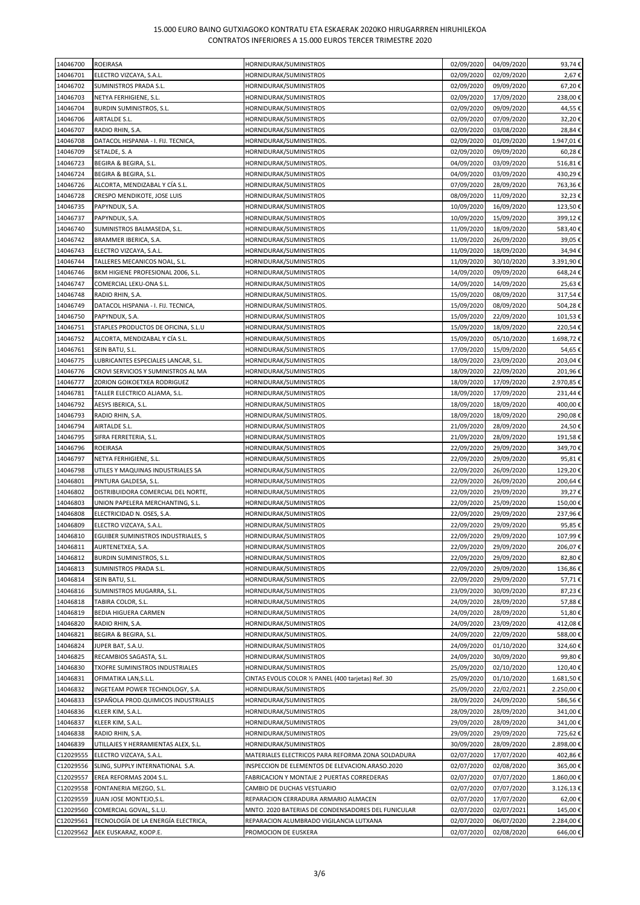# 15.000 EURO BAINO GUTXIAGOKO KONTRATU ETA ESKAERAK 2020KO HIRUGARREN HIRUHILEKOA
CONTRATOS INFERIORES A 15.000 EUROS TERCER TRIMESTRE 2020

| | | | | | |
|---|---|---|---|---|---|
| 14046700 | ROEIRASA | HORNIDURAK/SUMINISTROS | 02/09/2020 | 04/09/2020 | 93,74 € |
| 14046701 | ELECTRO VIZCAYA, S.A.L. | HORNIDURAK/SUMINISTROS | 02/09/2020 | 02/09/2020 | 2,67 € |
| 14046702 | SUMINISTROS PRADA S.L. | HORNIDURAK/SUMINISTROS | 02/09/2020 | 09/09/2020 | 67,20 € |
| 14046703 | NETYA FERHIGIENE, S.L. | HORNIDURAK/SUMINISTROS | 02/09/2020 | 17/09/2020 | 238,00 € |
| 14046704 | BURDIN SUMINISTROS, S.L. | HORNIDURAK/SUMINISTROS | 02/09/2020 | 09/09/2020 | 44,55 € |
| 14046706 | AIRTALDE S.L. | HORNIDURAK/SUMINISTROS | 02/09/2020 | 07/09/2020 | 32,20 € |
| 14046707 | RADIO RHIN, S.A. | HORNIDURAK/SUMINISTROS | 02/09/2020 | 03/08/2020 | 28,84 € |
| 14046708 | DATACOL HISPANIA - I. FIJ. TECNICA, | HORNIDURAK/SUMINISTROS. | 02/09/2020 | 01/09/2020 | 1.947,01 € |
| 14046709 | SETALDE, S. A | HORNIDURAK/SUMINISTROS | 02/09/2020 | 09/09/2020 | 60,28 € |
| 14046723 | BEGIRA & BEGIRA, S.L. | HORNIDURAK/SUMINISTROS. | 04/09/2020 | 03/09/2020 | 516,81 € |
| 14046724 | BEGIRA & BEGIRA, S.L. | HORNIDURAK/SUMINISTROS | 04/09/2020 | 03/09/2020 | 430,29 € |
| 14046726 | ALCORTA, MENDIZABAL Y CÍA S.L. | HORNIDURAK/SUMINISTROS | 07/09/2020 | 28/09/2020 | 763,36 € |
| 14046728 | CRESPO MENDIKOTE, JOSE LUIS | HORNIDURAK/SUMINISTROS | 08/09/2020 | 11/09/2020 | 32,23 € |
| 14046735 | PAPYNDUX, S.A. | HORNIDURAK/SUMINISTROS | 10/09/2020 | 16/09/2020 | 123,50 € |
| 14046737 | PAPYNDUX, S.A. | HORNIDURAK/SUMINISTROS | 10/09/2020 | 15/09/2020 | 399,12 € |
| 14046740 | SUMINISTROS BALMASEDA, S.L. | HORNIDURAK/SUMINISTROS | 11/09/2020 | 18/09/2020 | 583,40 € |
| 14046742 | BRAMMER IBERICA, S.A. | HORNIDURAK/SUMINISTROS | 11/09/2020 | 26/09/2020 | 39,05 € |
| 14046743 | ELECTRO VIZCAYA, S.A.L. | HORNIDURAK/SUMINISTROS | 11/09/2020 | 18/09/2020 | 34,94 € |
| 14046744 | TALLERES MECANICOS NOAL, S.L. | HORNIDURAK/SUMINISTROS | 11/09/2020 | 30/10/2020 | 3.391,90 € |
| 14046746 | BKM HIGIENE PROFESIONAL 2006, S.L. | HORNIDURAK/SUMINISTROS | 14/09/2020 | 09/09/2020 | 648,24 € |
| 14046747 | COMERCIAL LEKU-ONA S.L. | HORNIDURAK/SUMINISTROS | 14/09/2020 | 14/09/2020 | 25,63 € |
| 14046748 | RADIO RHIN, S.A. | HORNIDURAK/SUMINISTROS. | 15/09/2020 | 08/09/2020 | 317,54 € |
| 14046749 | DATACOL HISPANIA - I. FIJ. TECNICA, | HORNIDURAK/SUMINISTROS. | 15/09/2020 | 08/09/2020 | 504,28 € |
| 14046750 | PAPYNDUX, S.A. | HORNIDURAK/SUMINISTROS | 15/09/2020 | 22/09/2020 | 101,53 € |
| 14046751 | STAPLES PRODUCTOS DE OFICINA, S.L.U | HORNIDURAK/SUMINISTROS | 15/09/2020 | 18/09/2020 | 220,54 € |
| 14046752 | ALCORTA, MENDIZABAL Y CÍA S.L. | HORNIDURAK/SUMINISTROS | 15/09/2020 | 05/10/2020 | 1.698,72 € |
| 14046761 | SEIN BATU, S.L. | HORNIDURAK/SUMINISTROS | 17/09/2020 | 15/09/2020 | 54,65 € |
| 14046775 | LUBRICANTES ESPECIALES LANCAR, S.L. | HORNIDURAK/SUMINISTROS | 18/09/2020 | 23/09/2020 | 203,04 € |
| 14046776 | CROVI SERVICIOS Y SUMINISTROS AL MA | HORNIDURAK/SUMINISTROS | 18/09/2020 | 22/09/2020 | 201,96 € |
| 14046777 | ZORION GOIKOETXEA RODRIGUEZ | HORNIDURAK/SUMINISTROS | 18/09/2020 | 17/09/2020 | 2.970,85 € |
| 14046781 | TALLER ELECTRICO ALJAMA, S.L. | HORNIDURAK/SUMINISTROS | 18/09/2020 | 17/09/2020 | 231,44 € |
| 14046792 | AESYS IBERICA, S.L. | HORNIDURAK/SUMINISTROS | 18/09/2020 | 18/09/2020 | 400,00 € |
| 14046793 | RADIO RHIN, S.A. | HORNIDURAK/SUMINISTROS. | 18/09/2020 | 18/09/2020 | 290,08 € |
| 14046794 | AIRTALDE S.L. | HORNIDURAK/SUMINISTROS | 21/09/2020 | 28/09/2020 | 24,50 € |
| 14046795 | SIFRA FERRETERIA, S.L. | HORNIDURAK/SUMINISTROS | 21/09/2020 | 28/09/2020 | 191,58 € |
| 14046796 | ROEIRASA | HORNIDURAK/SUMINISTROS | 22/09/2020 | 29/09/2020 | 349,70 € |
| 14046797 | NETYA FERHIGIENE, S.L. | HORNIDURAK/SUMINISTROS | 22/09/2020 | 29/09/2020 | 95,81 € |
| 14046798 | UTILES Y MAQUINAS INDUSTRIALES SA | HORNIDURAK/SUMINISTROS | 22/09/2020 | 26/09/2020 | 129,20 € |
| 14046801 | PINTURA GALDESA, S.L. | HORNIDURAK/SUMINISTROS | 22/09/2020 | 26/09/2020 | 200,64 € |
| 14046802 | DISTRIBUIDORA COMERCIAL DEL NORTE, | HORNIDURAK/SUMINISTROS | 22/09/2020 | 29/09/2020 | 39,27 € |
| 14046803 | UNION PAPELERA MERCHANTING, S.L. | HORNIDURAK/SUMINISTROS | 22/09/2020 | 25/09/2020 | 150,00 € |
| 14046808 | ELECTRICIDAD N. OSES, S.A. | HORNIDURAK/SUMINISTROS | 22/09/2020 | 29/09/2020 | 237,96 € |
| 14046809 | ELECTRO VIZCAYA, S.A.L. | HORNIDURAK/SUMINISTROS | 22/09/2020 | 29/09/2020 | 95,85 € |
| 14046810 | EGUIBER SUMINISTROS INDUSTRIALES, S | HORNIDURAK/SUMINISTROS | 22/09/2020 | 29/09/2020 | 107,99 € |
| 14046811 | AURTENETXEA, S.A. | HORNIDURAK/SUMINISTROS | 22/09/2020 | 29/09/2020 | 206,07 € |
| 14046812 | BURDIN SUMINISTROS, S.L. | HORNIDURAK/SUMINISTROS | 22/09/2020 | 29/09/2020 | 82,80 € |
| 14046813 | SUMINISTROS PRADA S.L. | HORNIDURAK/SUMINISTROS | 22/09/2020 | 29/09/2020 | 136,86 € |
| 14046814 | SEIN BATU, S.L. | HORNIDURAK/SUMINISTROS | 22/09/2020 | 29/09/2020 | 57,71 € |
| 14046816 | SUMINISTROS MUGARRA, S.L. | HORNIDURAK/SUMINISTROS | 23/09/2020 | 30/09/2020 | 87,23 € |
| 14046818 | TABIRA COLOR, S.L. | HORNIDURAK/SUMINISTROS | 24/09/2020 | 28/09/2020 | 57,88 € |
| 14046819 | BEDIA HIGUERA CARMEN | HORNIDURAK/SUMINISTROS | 24/09/2020 | 28/09/2020 | 51,80 € |
| 14046820 | RADIO RHIN, S.A. | HORNIDURAK/SUMINISTROS | 24/09/2020 | 23/09/2020 | 412,08 € |
| 14046821 | BEGIRA & BEGIRA, S.L. | HORNIDURAK/SUMINISTROS. | 24/09/2020 | 22/09/2020 | 588,00 € |
| 14046824 | JUPER BAT, S.A.U. | HORNIDURAK/SUMINISTROS | 24/09/2020 | 01/10/2020 | 324,60 € |
| 14046825 | RECAMBIOS SAGASTA, S.L. | HORNIDURAK/SUMINISTROS | 24/09/2020 | 30/09/2020 | 99,80 € |
| 14046830 | TXOFRE SUMINISTROS INDUSTRIALES | HORNIDURAK/SUMINISTROS | 25/09/2020 | 02/10/2020 | 120,40 € |
| 14046831 | OFIMATIKA LAN,S.L.L. | CINTAS EVOLIS COLOR ½ PANEL (400 tarjetas) Ref. 30 | 25/09/2020 | 01/10/2020 | 1.681,50 € |
| 14046832 | INGETEAM POWER TECHNOLOGY, S.A. | HORNIDURAK/SUMINISTROS | 25/09/2020 | 22/02/2021 | 2.250,00 € |
| 14046833 | ESPAÑOLA PROD.QUIMICOS INDUSTRIALES | HORNIDURAK/SUMINISTROS | 28/09/2020 | 24/09/2020 | 586,56 € |
| 14046836 | KLEER KIM, S.A.L. | HORNIDURAK/SUMINISTROS | 28/09/2020 | 28/09/2020 | 341,00 € |
| 14046837 | KLEER KIM, S.A.L. | HORNIDURAK/SUMINISTROS | 29/09/2020 | 28/09/2020 | 341,00 € |
| 14046838 | RADIO RHIN, S.A. | HORNIDURAK/SUMINISTROS | 29/09/2020 | 29/09/2020 | 725,62 € |
| 14046839 | UTILLAJES Y HERRAMIENTAS ALEX, S.L. | HORNIDURAK/SUMINISTROS | 30/09/2020 | 28/09/2020 | 2.898,00 € |
| C12029555 | ELECTRO VIZCAYA, S.A.L. | MATERIALES ELECTRICOS PARA REFORMA ZONA SOLDADURA | 02/07/2020 | 17/07/2020 | 402,86 € |
| C12029556 | SLING, SUPPLY INTERNATIONAL S.A. | INSPECCION DE ELEMENTOS DE ELEVACION.ARASO.2020 | 02/07/2020 | 02/08/2020 | 365,00 € |
| C12029557 | EREA REFORMAS 2004 S.L. | FABRICACION Y MONTAJE 2 PUERTAS CORREDERAS | 02/07/2020 | 07/07/2020 | 1.860,00 € |
| C12029558 | FONTANERIA MEZGO, S.L. | CAMBIO DE DUCHAS VESTUARIO | 02/07/2020 | 07/07/2020 | 3.126,13 € |
| C12029559 | JUAN JOSE MONTEJO,S.L. | REPARACION CERRADURA ARMARIO ALMACEN | 02/07/2020 | 17/07/2020 | 62,00 € |
| C12029560 | COMERCIAL GOVAL, S.L.U. | MNTO. 2020 BATERIAS DE CONDENSADORES DEL FUNICULAR | 02/07/2020 | 02/07/2021 | 145,00 € |
| C12029561 | TECNOLOGÍA DE LA ENERGÍA ELECTRICA, | REPARACION ALUMBRADO VIGILANCIA LUTXANA | 02/07/2020 | 06/07/2020 | 2.284,00 € |
| C12029562 | AEK EUSKARAZ, KOOP.E. | PROMOCION DE EUSKERA | 02/07/2020 | 02/08/2020 | 646,00 € |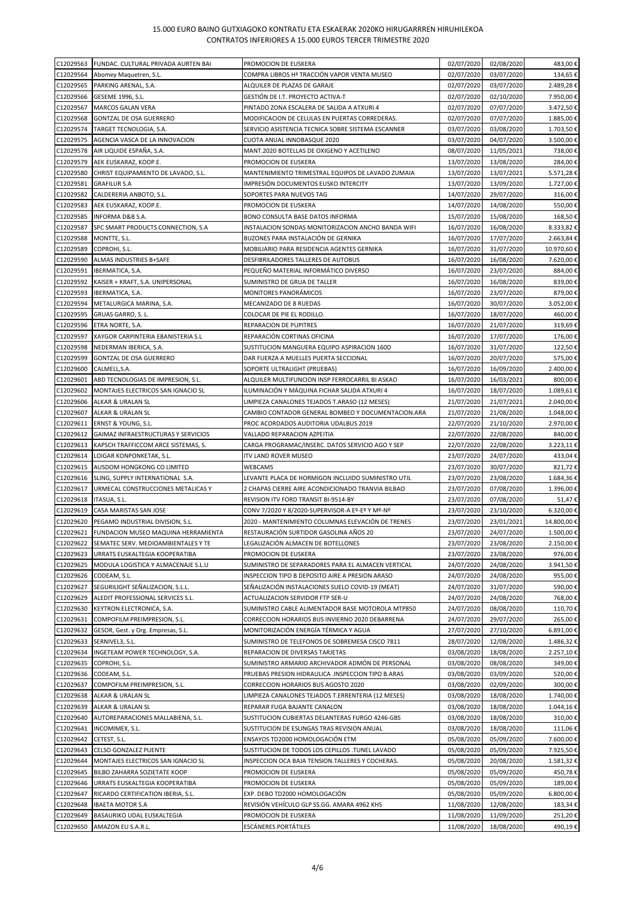15.000 EURO BAINO GUTXIAGOKO KONTRATU ETA ESKAERAK 2020KO HIRUGARREN HIRUHILEKOA
CONTRATOS INFERIORES A 15.000 EUROS TERCER TRIMESTRE 2020

| | | | | | |
|---|---|---|---|---|---|
| C12029563 | FUNDAC. CULTURAL PRIVADA AURTEN BAI | PROMOCION DE EUSKERA | 02/07/2020 | 02/08/2020 | 483,00 € |
| C12029564 | Abomey Maquetren, S.L. | COMPRA LIBROS Hª TRACCIÓN VAPOR VENTA MUSEO | 02/07/2020 | 03/07/2020 | 134,65 € |
| C12029565 | PARKING ARENAL, S.A. | ALQUILER DE PLAZAS DE GARAJE | 02/07/2020 | 03/07/2020 | 2.489,28 € |
| C12029566 | GESEME 1996, S.L. | GESTIÓN DE I.T. PROYECTO ACTIVA-T | 02/07/2020 | 02/10/2020 | 7.950,00 € |
| C12029567 | MARCOS GALAN VERA | PINTADO ZONA ESCALERA DE SALIDA A ATXURI 4 | 02/07/2020 | 07/07/2020 | 3.472,50 € |
| C12029568 | GONTZAL DE OSA GUERRERO | MODIFICACION DE CELULAS EN PUERTAS CORREDERAS. | 02/07/2020 | 07/07/2020 | 1.885,00 € |
| C12029574 | TARGET TECNOLOGIA, S.A. | SERVICIO ASISTENCIA TECNICA SOBRE SISTEMA ESCANNER | 03/07/2020 | 03/08/2020 | 1.703,50 € |
| C12029575 | AGENCIA VASCA DE LA INNOVACION | CUOTA ANUAL INNOBASQUE 2020 | 03/07/2020 | 04/07/2020 | 3.500,00 € |
| C12029578 | AIR LIQUIDE ESPAÑA, S.A. | MANT.2020 BOTELLAS DE OXIGENO Y ACETILENO | 08/07/2020 | 11/05/2021 | 738,00 € |
| C12029579 | AEK EUSKARAZ, KOOP.E. | PROMOCION DE EUSKERA | 13/07/2020 | 13/08/2020 | 284,00 € |
| C12029580 | CHRIST EQUIPAMIENTO DE LAVADO, S.L. | MANTENIMIENTO TRIMESTRAL EQUIPOS DE LAVADO ZUMAIA | 13/07/2020 | 13/07/2021 | 5.571,28 € |
| C12029581 | GRAFILUR S.A | IMPRESIÓN DOCUMENTOS EUSKO INTERCITY | 13/07/2020 | 13/09/2020 | 1.727,00 € |
| C12029582 | CALDERERIA ANBOTO, S.L. | SOPORTES PARA NUEVOS TAG | 14/07/2020 | 29/07/2020 | 316,00 € |
| C12029583 | AEK EUSKARAZ, KOOP.E. | PROMOCION DE EUSKERA | 14/07/2020 | 14/08/2020 | 550,00 € |
| C12029585 | INFORMA D&B S.A. | BONO CONSULTA BASE DATOS INFORMA | 15/07/2020 | 15/08/2020 | 168,50 € |
| C12029587 | SPC SMART PRODUCTS CONNECTION, S.A | INSTALACION SONDAS MONITORIZACION ANCHO BANDA WIFI | 16/07/2020 | 16/08/2020 | 8.333,82 € |
| C12029588 | MONTTE, S.L. | BUZONES PARA INSTALACIÓN DE GERNIKA | 16/07/2020 | 17/07/2020 | 2.663,84 € |
| C12029589 | COPROHI, S.L. | MOBILIARIO PARA RESIDENCIA AGENTES GERNIKA | 16/07/2020 | 31/07/2020 | 10.970,60 € |
| C12029590 | ALMAS INDUSTRIES B+SAFE | DESFIBRILADORES TALLERES DE AUTOBUS | 16/07/2020 | 16/08/2020 | 7.620,00 € |
| C12029591 | IBERMATICA, S.A. | PEQUEÑO MATERIAL INFORMÁTICO DIVERSO | 16/07/2020 | 23/07/2020 | 884,00 € |
| C12029592 | KAISER + KRAFT, S.A. UNIPERSONAL | SUMINISTRO DE GRUA DE TALLER | 16/07/2020 | 16/08/2020 | 839,00 € |
| C12029593 | IBERMATICA, S.A. | MONITORES PANORÁMICOS | 16/07/2020 | 23/07/2020 | 879,00 € |
| C12029594 | METALURGICA MARINA, S.A. | MECANIZADO DE 8 RUEDAS | 16/07/2020 | 30/07/2020 | 3.052,00 € |
| C12029595 | GRUAS GARRO, S. L. | COLOCAR DE PIE EL RODILLO. | 16/07/2020 | 18/07/2020 | 460,00 € |
| C12029596 | ETRA NORTE, S.A. | REPARACION DE PUPITRES | 16/07/2020 | 21/07/2020 | 319,69 € |
| C12029597 | XAYGOR CARPINTERIA EBANISTERIA S.L | REPARACIÓN CORTINAS OFICINA | 16/07/2020 | 17/07/2020 | 176,00 € |
| C12029598 | NEDERMAN IBERICA, S.A. | SUSTITUCION MANGUERA EQUIPO ASPIRACION 160D | 16/07/2020 | 31/07/2020 | 122,50 € |
| C12029599 | GONTZAL DE OSA GUERRERO | DAR FUERZA A MUELLES PUERTA SECCIONAL | 16/07/2020 | 20/07/2020 | 575,00 € |
| C12029600 | CALMELL,S.A. | SOPORTE ULTRALIGHT (PRUEBAS) | 16/07/2020 | 16/09/2020 | 2.400,00 € |
| C12029601 | ABD TECNOLOGIAS DE IMPRESION, S.L. | ALQUILER MULTIFUNCION INSP FERROCARRIL BI ASKAO | 16/07/2020 | 16/03/2021 | 800,00 € |
| C12029602 | MONTAJES ELECTRICOS SAN IGNACIO SL | ILUMINACIÓN Y MÁQUINA FICHAR SALIDA ATXURI 4 | 16/07/2020 | 18/07/2020 | 1.089,61 € |
| C12029606 | ALKAR & URALAN SL | LIMPIEZA CANALONES TEJADOS T.ARASO (12 MESES) | 21/07/2020 | 21/07/2021 | 2.040,00 € |
| C12029607 | ALKAR & URALAN SL | CAMBIO CONTADOR GENERAL BOMBEO Y DOCUMENTACION.ARA | 21/07/2020 | 21/08/2020 | 1.048,00 € |
| C12029611 | ERNST & YOUNG, S.L. | PROC ACORDADOS AUDITORIA UDALBUS 2019 | 22/07/2020 | 21/10/2020 | 2.970,00 € |
| C12029612 | GAIMAZ INFRAESTRUCTURAS Y SERVICIOS | VALLADO REPARACION AZPEITIA | 22/07/2020 | 22/08/2020 | 840,00 € |
| C12029613 | KAPSCH TRAFFICCOM ARCE SISTEMAS, S. | CARGA PROGRAMAC/INSERC. DATOS SERVICIO AGO Y SEP | 22/07/2020 | 22/08/2020 | 3.223,11 € |
| C12029614 | LOIGAR KONPONKETAK, S.L. | ITV LAND ROVER MUSEO | 23/07/2020 | 24/07/2020 | 433,04 € |
| C12029615 | AUSDOM HONGKONG CO LIMITED | WEBCAMS | 23/07/2020 | 30/07/2020 | 821,72 € |
| C12029616 | SLING, SUPPLY INTERNATIONAL S.A. | LEVANTE PLACA DE HORMIGON INCLUIDO SUMINISTRO UTIL | 23/07/2020 | 23/08/2020 | 1.684,36 € |
| C12029617 | URMECAL CONSTRUCCIONES METALICAS Y | 2 CHAPAS CIERRE AIRE ACONDICIONADO TRANVIA BILBAO | 23/07/2020 | 07/08/2020 | 1.396,00 € |
| C12029618 | ITASUA, S.L. | REVISION ITV FORD TRANSIT BI-9514-BY | 23/07/2020 | 07/08/2020 | 51,47 € |
| C12029619 | CASA MARISTAS SAN JOSE | CONV 7/2020 Y 8/2020-SUPERVISOR-A Eº-Eº Y Mº-Nº | 23/07/2020 | 23/10/2020 | 6.320,00 € |
| C12029620 | PEGAMO INDUSTRIAL DIVISION, S.L. | 2020 - MANTENIMIENTO COLUMNAS ELEVACIÓN DE TRENES | 23/07/2020 | 23/01/2021 | 14.800,00 € |
| C12029621 | FUNDACION MUSEO MAQUINA HERRAMIENTA | RESTAURACIÓN SURTIDOR GASOLINA AÑOS 20 | 23/07/2020 | 24/07/2020 | 1.500,00 € |
| C12029622 | SEMATEC SERV. MEDIOAMBIENTALES Y TE | LEGALIZACIÓN ALMACEN DE BOTELLONES | 23/07/2020 | 23/08/2020 | 2.150,00 € |
| C12029623 | URRATS EUSKALTEGIA KOOPERATIBA | PROMOCION DE EUSKERA | 23/07/2020 | 23/08/2020 | 976,00 € |
| C12029625 | MODULA LOGISTICA Y ALMACENAJE S.L.U | SUMINISTRO DE SEPARADORES PARA EL ALMACEN VERTICAL | 24/07/2020 | 24/08/2020 | 3.941,50 € |
| C12029626 | CODEAM, S.L. | INSPECCION TIPO B DEPOSITO AIRE A PRESION ARASO | 24/07/2020 | 24/08/2020 | 955,00 € |
| C12029627 | SEGURILIGHT SEÑALIZACION, S.L.L. | SEÑALIZACIÓN INSTALACIONES SUELO COVID-19 (MEAT) | 24/07/2020 | 31/07/2020 | 590,00 € |
| C12029629 | ALEDIT PROFESSIONAL SERVICES S.L. | ACTUALIZACION SERVIDOR FTP SER-U | 24/07/2020 | 24/08/2020 | 768,00 € |
| C12029630 | KEYTRON ELECTRONICA, S.A. | SUMINISTRO CABLE ALIMENTADOR BASE MOTOROLA MTP850 | 24/07/2020 | 08/08/2020 | 110,70 € |
| C12029631 | COMPOFILM PREIMPRESION, S.L. | CORRECCION HORARIOS BUS INVIERNO 2020 DEBARRENA | 24/07/2020 | 29/07/2020 | 265,00 € |
| C12029632 | GESOR, Gest. y Org. Empresas, S.L. | MONITORIZACIÓN ENERGÍA TÉRMICA Y AGUA | 27/07/2020 | 27/10/2020 | 6.891,00 € |
| C12029633 | SERNIVEL3, S.L. | SUMINISTRO DE TELEFONOS DE SOBREMESA CISCO 7811 | 28/07/2020 | 12/08/2020 | 1.486,32 € |
| C12029634 | INGETEAM POWER TECHNOLOGY, S.A. | REPARACION DE DIVERSAS TARJETAS | 03/08/2020 | 18/08/2020 | 2.257,10 € |
| C12029635 | COPROHI, S.L. | SUMINISTRO ARMARIO ARCHIVADOR ADMÓN DE PERSONAL | 03/08/2020 | 08/08/2020 | 349,00 € |
| C12029636 | CODEAM, S.L. | PRUEBAS PRESION HIDRAULICA .INSPECCION TIPO B.ARAS | 03/08/2020 | 03/09/2020 | 520,00 € |
| C12029637 | COMPOFILM PREIMPRESION, S.L. | CORRECCION HORARIOS BUS AGOSTO 2020 | 03/08/2020 | 02/09/2020 | 300,00 € |
| C12029638 | ALKAR & URALAN SL | LIMPIEZA CANALONES TEJADOS T.ERRENTERIA (12 MESES) | 03/08/2020 | 18/08/2020 | 1.740,00 € |
| C12029639 | ALKAR & URALAN SL | REPARAR FUGA BAJANTE CANALON | 03/08/2020 | 18/08/2020 | 1.044,16 € |
| C12029640 | AUTOREPARACIONES MALLABIENA, S.L. | SUSTITUCION CUBIERTAS DELANTERAS FURGO 4246-GBS | 03/08/2020 | 18/08/2020 | 310,00 € |
| C12029641 | INCOMIMEX, S.L. | SUSTITUCION DE ESLINGAS TRAS REVISION ANUAL | 03/08/2020 | 18/08/2020 | 111,06 € |
| C12029642 | CETEST, S.L. | ENSAYOS TD2000 HOMOLOGACIÓN ETM | 05/08/2020 | 05/09/2020 | 7.600,00 € |
| C12029643 | CELSO GONZALEZ PUENTE | SUSTITUCION DE TODOS LOS CEPILLOS .TUNEL LAVADO | 05/08/2020 | 05/09/2020 | 7.925,50 € |
| C12029644 | MONTAJES ELECTRICOS SAN IGNACIO SL | INSPECCION OCA BAJA TENSION.TALLERES Y COCHERAS. | 05/08/2020 | 20/08/2020 | 1.581,32 € |
| C12029645 | BILBO ZAHARRA SOZIETATE KOOP | PROMOCION DE EUSKERA | 05/08/2020 | 05/09/2020 | 450,78 € |
| C12029646 | URRATS EUSKALTEGIA KOOPERATIBA | PROMOCION DE EUSKERA | 05/08/2020 | 05/09/2020 | 189,00 € |
| C12029647 | RICARDO CERTIFICATION IBERIA, S.L. | EXP. DEBO TD2000 HOMOLOGACIÓN | 05/08/2020 | 05/09/2020 | 6.800,00 € |
| C12029648 | IBAETA MOTOR S.A | REVISIÓN VEHÍCULO GLP SS.GG. AMARA 4962 KHS | 11/08/2020 | 12/08/2020 | 183,34 € |
| C12029649 | BASAURIKO UDAL EUSKALTEGIA | PROMOCION DE EUSKERA | 11/08/2020 | 11/09/2020 | 251,20 € |
| C12029650 | AMAZON EU S.A.R.L. | ESCÁNERES PORTÁTILES | 11/08/2020 | 18/08/2020 | 490,19 € |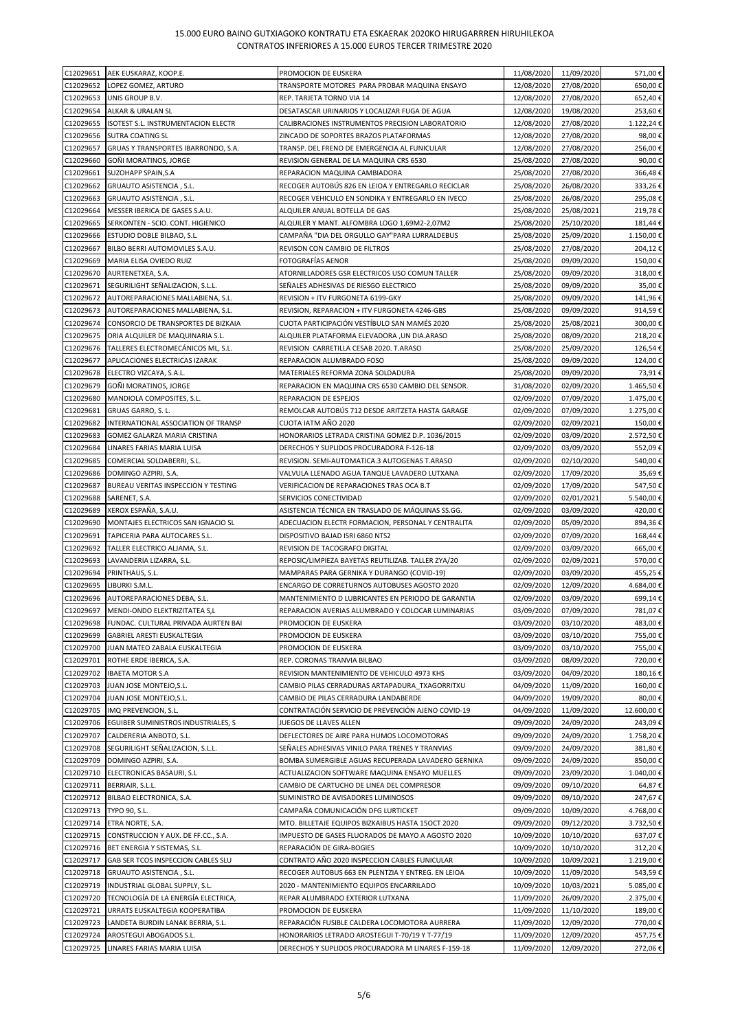# 15.000 EURO BAINO GUTXIAGOKO KONTRATU ETA ESKAERAK 2020KO HIRUGARREN HIRUHILEKOA
CONTRATOS INFERIORES A 15.000 EUROS TERCER TRIMESTRE 2020

| | | | | | |
|---|---|---|---|---|---|
| C12029651 | AEK EUSKARAZ, KOOP.E. | PROMOCION DE EUSKERA | 11/08/2020 | 11/09/2020 | 571,00 € |
| C12029652 | LOPEZ GOMEZ, ARTURO | TRANSPORTE MOTORES PARA PROBAR MAQUINA ENSAYO | 12/08/2020 | 27/08/2020 | 650,00 € |
| C12029653 | UNIS GROUP B.V. | REP. TARJETA TORNO VIA 14 | 12/08/2020 | 27/08/2020 | 652,40 € |
| C12029654 | ALKAR & URALAN SL | DESATASCAR URINARIOS Y LOCALIZAR FUGA DE AGUA | 12/08/2020 | 19/08/2020 | 253,60 € |
| C12029655 | ISOTEST S.L. INSTRUMENTACION ELECTR | CALIBRACIONES INSTRUMENTOS PRECISION LABORATORIO | 12/08/2020 | 27/08/2020 | 1.122,24 € |
| C12029656 | SUTRA COATING SL | ZINCADO DE SOPORTES BRAZOS PLATAFORMAS | 12/08/2020 | 27/08/2020 | 98,00 € |
| C12029657 | GRUAS Y TRANSPORTES IBARRONDO, S.A. | TRANSP. DEL FRENO DE EMERGENCIA AL FUNICULAR | 12/08/2020 | 27/08/2020 | 256,00 € |
| C12029660 | GOÑI MORATINOS, JORGE | REVISION GENERAL DE LA MAQUINA CRS 6530 | 25/08/2020 | 27/08/2020 | 90,00 € |
| C12029661 | SUZOHAPP SPAIN,S.A | REPARACION MAQUINA CAMBIADORA | 25/08/2020 | 27/08/2020 | 366,48 € |
| C12029662 | GRUAUTO ASISTENCIA , S.L. | RECOGER AUTOBÚS 826 EN LEIOA Y ENTREGARLO RECICLAR | 25/08/2020 | 26/08/2020 | 333,26 € |
| C12029663 | GRUAUTO ASISTENCIA , S.L. | RECOGER VEHICULO EN SONDIKA Y ENTREGARLO EN IVECO | 25/08/2020 | 26/08/2020 | 295,08 € |
| C12029664 | MESSER IBERICA DE GASES S.A.U. | ALQUILER ANUAL BOTELLA DE GAS | 25/08/2020 | 25/08/2021 | 219,78 € |
| C12029665 | SERKONTEN - SCIO. CONT. HIGIENICO | ALQUILER Y MANT. ALFOMBRA LOGO 1,69M2-2,07M2 | 25/08/2020 | 25/10/2020 | 181,44 € |
| C12029666 | ESTUDIO DOBLE BILBAO, S.L. | CAMPAÑA "DIA DEL ORGULLO GAY"PARA LURRALDEBUS | 25/08/2020 | 25/09/2020 | 1.150,00 € |
| C12029667 | BILBO BERRI AUTOMOVILES S.A.U. | REVISON CON CAMBIO DE FILTROS | 25/08/2020 | 27/08/2020 | 204,12 € |
| C12029669 | MARIA ELISA OVIEDO RUIZ | FOTOGRAFÍAS AENOR | 25/08/2020 | 09/09/2020 | 150,00 € |
| C12029670 | AURTENETXEA, S.A. | ATORNILLADORES GSR ELECTRICOS USO COMUN TALLER | 25/08/2020 | 09/09/2020 | 318,00 € |
| C12029671 | SEGURILIGHT SEÑALIZACION, S.L.L. | SEÑALES ADHESIVAS DE RIESGO ELECTRICO | 25/08/2020 | 09/09/2020 | 35,00 € |
| C12029672 | AUTOREPARACIONES MALLABIENA, S.L. | REVISION + ITV FURGONETA 6199-GKY | 25/08/2020 | 09/09/2020 | 141,96 € |
| C12029673 | AUTOREPARACIONES MALLABIENA, S.L. | REVISION, REPARACION + ITV FURGONETA 4246-GBS | 25/08/2020 | 09/09/2020 | 914,59 € |
| C12029674 | CONSORCIO DE TRANSPORTES DE BIZKAIA | CUOTA PARTICIPACIÓN VESTÍBULO SAN MAMÉS 2020 | 25/08/2020 | 25/08/2021 | 300,00 € |
| C12029675 | ORIA ALQUILER DE MAQUINARIA S.L. | ALQUILER PLATAFORMA ELEVADORA ,UN DIA.ARASO | 25/08/2020 | 08/09/2020 | 218,20 € |
| C12029676 | TALLERES ELECTROMECÁNICOS ML, S.L. | REVISION CARRETILLA CESAB 2020. T.ARASO | 25/08/2020 | 25/09/2020 | 126,54 € |
| C12029677 | APLICACIONES ELECTRICAS IZARAK | REPARACION ALUMBRADO FOSO | 25/08/2020 | 09/09/2020 | 124,00 € |
| C12029678 | ELECTRO VIZCAYA, S.A.L. | MATERIALES REFORMA ZONA SOLDADURA | 25/08/2020 | 09/09/2020 | 73,91 € |
| C12029679 | GOÑI MORATINOS, JORGE | REPARACION EN MAQUINA CRS 6530 CAMBIO DEL SENSOR. | 31/08/2020 | 02/09/2020 | 1.465,50 € |
| C12029680 | MANDIOLA COMPOSITES, S.L. | REPARACION DE ESPEJOS | 02/09/2020 | 07/09/2020 | 1.475,00 € |
| C12029681 | GRUAS GARRO, S. L. | REMOLCAR AUTOBÚS 712 DESDE ARITZETA HASTA GARAGE | 02/09/2020 | 07/09/2020 | 1.275,00 € |
| C12029682 | INTERNATIONAL ASSOCIATION OF TRANSP | CUOTA IATM AÑO 2020 | 02/09/2020 | 02/09/2021 | 150,00 € |
| C12029683 | GOMEZ GALARZA MARIA CRISTINA | HONORARIOS LETRADA CRISTINA GOMEZ D.P. 1036/2015 | 02/09/2020 | 03/09/2020 | 2.572,50 € |
| C12029684 | LINARES FARIAS MARIA LUISA | DERECHOS Y SUPLIDOS PROCURADORA F-126-18 | 02/09/2020 | 03/09/2020 | 552,09 € |
| C12029685 | COMERCIAL SOLDABERRI, S.L. | REVISION. SEMI-AUTOMATICA.3 AUTOGENAS T.ARASO | 02/09/2020 | 02/10/2020 | 540,00 € |
| C12029686 | DOMINGO AZPIRI, S.A. | VALVULA LLENADO AGUA TANQUE LAVADERO LUTXANA | 02/09/2020 | 17/09/2020 | 35,69 € |
| C12029687 | BUREAU VERITAS INSPECCION Y TESTING | VERIFICACION DE REPARACIONES TRAS OCA B.T | 02/09/2020 | 17/09/2020 | 547,50 € |
| C12029688 | SARENET, S.A. | SERVICIOS CONECTIVIDAD | 02/09/2020 | 02/01/2021 | 5.540,00 € |
| C12029689 | XEROX ESPAÑA, S.A.U. | ASISTENCIA TÉCNICA EN TRASLADO DE MÁQUINAS SS.GG. | 02/09/2020 | 03/09/2020 | 420,00 € |
| C12029690 | MONTAJES ELECTRICOS SAN IGNACIO SL | ADECUACION ELECTR FORMACION, PERSONAL Y CENTRALITA | 02/09/2020 | 05/09/2020 | 894,36 € |
| C12029691 | TAPICERIA PARA AUTOCARES S.L. | DISPOSITIVO BAJAD ISRI 6860 NTS2 | 02/09/2020 | 07/09/2020 | 168,44 € |
| C12029692 | TALLER ELECTRICO ALJAMA, S.L. | REVISION DE TACOGRAFO DIGITAL | 02/09/2020 | 03/09/2020 | 665,00 € |
| C12029693 | LAVANDERIA LIZARRA, S.L. | REPOSIC/LIMPIEZA BAYETAS REUTILIZAB. TALLER ZYA/20 | 02/09/2020 | 02/09/2021 | 570,00 € |
| C12029694 | PRINTHAUS, S.L. | MAMPARAS PARA GERNIKA Y DURANGO (COVID-19) | 02/09/2020 | 03/09/2020 | 455,25 € |
| C12029695 | LIBURKI S.M.L. | ENCARGO DE CORRETURNOS AUTOBUSES AGOSTO 2020 | 02/09/2020 | 12/09/2020 | 4.684,00 € |
| C12029696 | AUTOREPARACIONES DEBA, S.L. | MANTENIMIENTO D LUBRICANTES EN PERIODO DE GARANTIA | 02/09/2020 | 03/09/2020 | 699,14 € |
| C12029697 | MENDI-ONDO ELEKTRIZITATEA S,L | REPARACION AVERIAS ALUMBRADO Y COLOCAR LUMINARIAS | 03/09/2020 | 07/09/2020 | 781,07 € |
| C12029698 | FUNDAC. CULTURAL PRIVADA AURTEN BAI | PROMOCION DE EUSKERA | 03/09/2020 | 03/10/2020 | 483,00 € |
| C12029699 | GABRIEL ARESTI EUSKALTEGIA | PROMOCION DE EUSKERA | 03/09/2020 | 03/10/2020 | 755,00 € |
| C12029700 | JUAN MATEO ZABALA EUSKALTEGIA | PROMOCION DE EUSKERA | 03/09/2020 | 03/10/2020 | 755,00 € |
| C12029701 | ROTHE ERDE IBERICA, S.A. | REP. CORONAS TRANVIA BILBAO | 03/09/2020 | 08/09/2020 | 720,00 € |
| C12029702 | IBAETA MOTOR S.A | REVISION MANTENIMIENTO DE VEHICULO 4973 KHS | 03/09/2020 | 04/09/2020 | 180,16 € |
| C12029703 | JUAN JOSE MONTEJO,S.L. | CAMBIO PILAS CERRADURAS ARTAPADURA_TXAGORRITXU | 04/09/2020 | 11/09/2020 | 160,00 € |
| C12029704 | JUAN JOSE MONTEJO,S.L. | CAMBIO DE PILAS CERRADURA LANDABERDE | 04/09/2020 | 19/09/2020 | 80,00 € |
| C12029705 | IMQ PREVENCION, S.L. | CONTRATACIÓN SERVICIO DE PREVENCIÓN AJENO COVID-19 | 04/09/2020 | 11/09/2020 | 12.600,00 € |
| C12029706 | EGUIBER SUMINISTROS INDUSTRIALES, S | JUEGOS DE LLAVES ALLEN | 09/09/2020 | 24/09/2020 | 243,09 € |
| C12029707 | CALDERERIA ANBOTO, S.L. | DEFLECTORES DE AIRE PARA HUMOS LOCOMOTORAS | 09/09/2020 | 24/09/2020 | 1.758,20 € |
| C12029708 | SEGURILIGHT SEÑALIZACION, S.L.L. | SEÑALES ADHESIVAS VINILO PARA TRENES Y TRANVIAS | 09/09/2020 | 24/09/2020 | 381,80 € |
| C12029709 | DOMINGO AZPIRI, S.A. | BOMBA SUMERGIBLE AGUAS RECUPERADA LAVADERO GERNIKA | 09/09/2020 | 24/09/2020 | 850,00 € |
| C12029710 | ELECTRONICAS BASAURI, S.L | ACTUALIZACION SOFTWARE MAQUINA ENSAYO MUELLES | 09/09/2020 | 23/09/2020 | 1.040,00 € |
| C12029711 | BERRIAIR, S.L.L. | CAMBIO DE CARTUCHO DE LINEA DEL COMPRESOR | 09/09/2020 | 09/10/2020 | 64,87 € |
| C12029712 | BILBAO ELECTRONICA, S.A. | SUMINISTRO DE AVISADORES LUMINOSOS | 09/09/2020 | 09/10/2020 | 247,67 € |
| C12029713 | TYPO 90, S.L. | CAMPAÑA COMUNICACIÓN DFG LURTICKET | 09/09/2020 | 10/09/2020 | 4.768,00 € |
| C12029714 | ETRA NORTE, S.A. | MTO. BILLETAJE EQUIPOS BIZKAIBUS HASTA 15OCT 2020 | 09/09/2020 | 09/12/2020 | 3.732,50 € |
| C12029715 | CONSTRUCCION Y AUX. DE FF.CC., S.A. | IMPUESTO DE GASES FLUORADOS DE MAYO A AGOSTO 2020 | 10/09/2020 | 10/10/2020 | 637,07 € |
| C12029716 | BET ENERGIA Y SISTEMAS, S.L. | REPARACIÓN DE GIRA-BOGIES | 10/09/2020 | 10/10/2020 | 312,20 € |
| C12029717 | GAB SER TCOS INSPECCION CABLES SLU | CONTRATO AÑO 2020 INSPECCION CABLES FUNICULAR | 10/09/2020 | 10/09/2021 | 1.219,00 € |
| C12029718 | GRUAUTO ASISTENCIA , S.L. | RECOGER AUTOBUS 663 EN PLENTZIA Y ENTREG. EN LEIOA | 10/09/2020 | 11/09/2020 | 543,59 € |
| C12029719 | INDUSTRIAL GLOBAL SUPPLY, S.L. | 2020 - MANTENIMIENTO EQUIPOS ENCARRILADO | 10/09/2020 | 10/03/2021 | 5.085,00 € |
| C12029720 | TECNOLOGÍA DE LA ENERGÍA ELECTRICA, | REPAR ALUMBRADO EXTERIOR LUTXANA | 11/09/2020 | 26/09/2020 | 2.375,00 € |
| C12029721 | URRATS EUSKALTEGIA KOOPERATIBA | PROMOCION DE EUSKERA | 11/09/2020 | 11/10/2020 | 189,00 € |
| C12029723 | LANDETA BURDIN LANAK BERRIA, S.L. | REPARACIÓN FUSIBLE CALDERA LOCOMOTORA AURRERA | 11/09/2020 | 12/09/2020 | 770,00 € |
| C12029724 | AROSTEGUI ABOGADOS S.L. | HONORARIOS LETRADO AROSTEGUI T-70/19 Y T-77/19 | 11/09/2020 | 12/09/2020 | 457,75 € |
| C12029725 | LINARES FARIAS MARIA LUISA | DERECHOS Y SUPLIDOS PROCURADORA M LINARES F-159-18 | 11/09/2020 | 12/09/2020 | 272,06 € |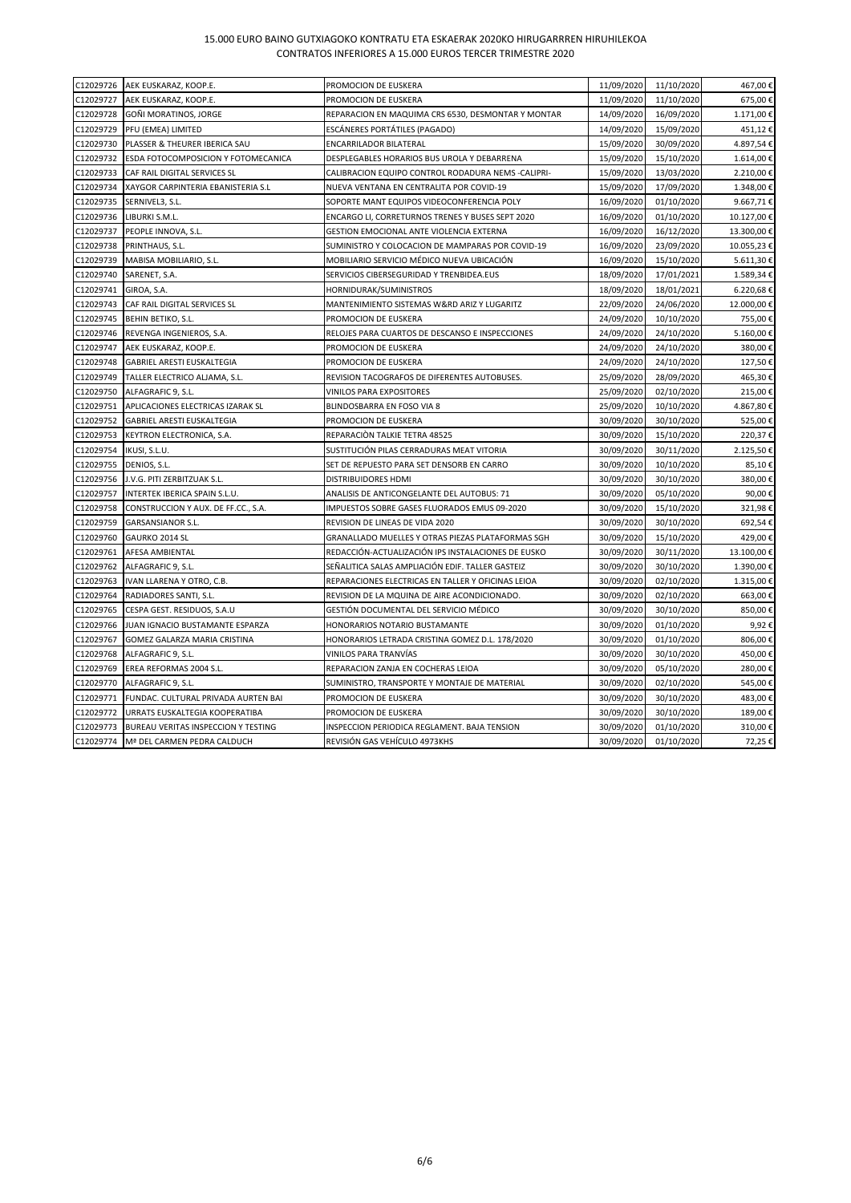15.000 EURO BAINO GUTXIAGOKO KONTRATU ETA ESKAERAK 2020KO HIRUGARREN HIRUHILEKOA
CONTRATOS INFERIORES A 15.000 EUROS TERCER TRIMESTRE 2020

| | | | | | |
|---|---|---|---|---|---|
| C12029726 | AEK EUSKARAZ, KOOP.E. | PROMOCION DE EUSKERA | 11/09/2020 | 11/10/2020 | 467,00 € |
| C12029727 | AEK EUSKARAZ, KOOP.E. | PROMOCION DE EUSKERA | 11/09/2020 | 11/10/2020 | 675,00 € |
| C12029728 | GOÑI MORATINOS, JORGE | REPARACION EN MAQUIMA CRS 6530, DESMONTAR Y MONTAR | 14/09/2020 | 16/09/2020 | 1.171,00 € |
| C12029729 | PFU (EMEA) LIMITED | ESCÁNERES PORTÁTILES (PAGADO) | 14/09/2020 | 15/09/2020 | 451,12 € |
| C12029730 | PLASSER & THEURER IBERICA SAU | ENCARRILADOR BILATERAL | 15/09/2020 | 30/09/2020 | 4.897,54 € |
| C12029732 | ESDA FOTOCOMPOSICION Y FOTOMECANICA | DESPLEGABLES HORARIOS BUS UROLA Y DEBARRENA | 15/09/2020 | 15/10/2020 | 1.614,00 € |
| C12029733 | CAF RAIL DIGITAL SERVICES SL | CALIBRACION EQUIPO CONTROL RODADURA NEMS -CALIPRI- | 15/09/2020 | 13/03/2020 | 2.210,00 € |
| C12029734 | XAYGOR CARPINTERIA EBANISTERIA S.L | NUEVA VENTANA EN CENTRALITA POR COVID-19 | 15/09/2020 | 17/09/2020 | 1.348,00 € |
| C12029735 | SERNIVEL3, S.L. | SOPORTE MANT EQUIPOS VIDEOCONFERENCIA POLY | 16/09/2020 | 01/10/2020 | 9.667,71 € |
| C12029736 | LIBURKI S.M.L. | ENCARGO LI, CORRETURNOS TRENES Y BUSES SEPT 2020 | 16/09/2020 | 01/10/2020 | 10.127,00 € |
| C12029737 | PEOPLE INNOVA, S.L. | GESTION EMOCIONAL ANTE VIOLENCIA EXTERNA | 16/09/2020 | 16/12/2020 | 13.300,00 € |
| C12029738 | PRINTHAUS, S.L. | SUMINISTRO Y COLOCACION DE MAMPARAS POR COVID-19 | 16/09/2020 | 23/09/2020 | 10.055,23 € |
| C12029739 | MABISA MOBILIARIO, S.L. | MOBILIARIO SERVICIO MÉDICO NUEVA UBICACIÓN | 16/09/2020 | 15/10/2020 | 5.611,30 € |
| C12029740 | SARENET, S.A. | SERVICIOS CIBERSEGURIDAD Y TRENBIDEA.EUS | 18/09/2020 | 17/01/2021 | 1.589,34 € |
| C12029741 | GIROA, S.A. | HORNIDURAK/SUMINISTROS | 18/09/2020 | 18/01/2021 | 6.220,68 € |
| C12029743 | CAF RAIL DIGITAL SERVICES SL | MANTENIMIENTO SISTEMAS W&RD ARIZ Y LUGARITZ | 22/09/2020 | 24/06/2020 | 12.000,00 € |
| C12029745 | BEHIN BETIKO, S.L. | PROMOCION DE EUSKERA | 24/09/2020 | 10/10/2020 | 755,00 € |
| C12029746 | REVENGA INGENIEROS, S.A. | RELOJES PARA CUARTOS DE DESCANSO E INSPECCIONES | 24/09/2020 | 24/10/2020 | 5.160,00 € |
| C12029747 | AEK EUSKARAZ, KOOP.E. | PROMOCION DE EUSKERA | 24/09/2020 | 24/10/2020 | 380,00 € |
| C12029748 | GABRIEL ARESTI EUSKALTEGIA | PROMOCION DE EUSKERA | 24/09/2020 | 24/10/2020 | 127,50 € |
| C12029749 | TALLER ELECTRICO ALJAMA, S.L. | REVISION TACOGRAFOS DE DIFERENTES AUTOBUSES. | 25/09/2020 | 28/09/2020 | 465,30 € |
| C12029750 | ALFAGRAFIC 9, S.L. | VINILOS PARA EXPOSITORES | 25/09/2020 | 02/10/2020 | 215,00 € |
| C12029751 | APLICACIONES ELECTRICAS IZARAK SL | BLINDOSBARRA EN FOSO VIA 8 | 25/09/2020 | 10/10/2020 | 4.867,80 € |
| C12029752 | GABRIEL ARESTI EUSKALTEGIA | PROMOCION DE EUSKERA | 30/09/2020 | 30/10/2020 | 525,00 € |
| C12029753 | KEYTRON ELECTRONICA, S.A. | REPARACIÒN TALKIE TETRA 48525 | 30/09/2020 | 15/10/2020 | 220,37 € |
| C12029754 | IKUSI, S.L.U. | SUSTITUCIÓN PILAS CERRADURAS MEAT VITORIA | 30/09/2020 | 30/11/2020 | 2.125,50 € |
| C12029755 | DENIOS, S.L. | SET DE REPUESTO PARA SET DENSORB EN CARRO | 30/09/2020 | 10/10/2020 | 85,10 € |
| C12029756 | J.V.G. PITI ZERBITZUAK S.L. | DISTRIBUIDORES HDMI | 30/09/2020 | 30/10/2020 | 380,00 € |
| C12029757 | INTERTEK IBERICA SPAIN S.L.U. | ANALISIS DE ANTICONGELANTE DEL AUTOBUS: 71 | 30/09/2020 | 05/10/2020 | 90,00 € |
| C12029758 | CONSTRUCCION Y AUX. DE FF.CC., S.A. | IMPUESTOS SOBRE GASES FLUORADOS EMUS 09-2020 | 30/09/2020 | 15/10/2020 | 321,98 € |
| C12029759 | GARSANSIANOR S.L. | REVISION DE LINEAS DE VIDA 2020 | 30/09/2020 | 30/10/2020 | 692,54 € |
| C12029760 | GAURKO 2014 SL | GRANALLADO MUELLES Y OTRAS PIEZAS PLATAFORMAS SGH | 30/09/2020 | 15/10/2020 | 429,00 € |
| C12029761 | AFESA AMBIENTAL | REDACCIÓN-ACTUALIZACIÓN IPS INSTALACIONES DE EUSKO | 30/09/2020 | 30/11/2020 | 13.100,00 € |
| C12029762 | ALFAGRAFIC 9, S.L. | SEÑALITICA SALAS AMPLIACIÓN EDIF. TALLER GASTEIZ | 30/09/2020 | 30/10/2020 | 1.390,00 € |
| C12029763 | IVAN LLARENA Y OTRO, C.B. | REPARACIONES ELECTRICAS EN TALLER Y OFICINAS LEIOA | 30/09/2020 | 02/10/2020 | 1.315,00 € |
| C12029764 | RADIADORES SANTI, S.L. | REVISION DE LA MQUINA DE AIRE ACONDICIONADO. | 30/09/2020 | 02/10/2020 | 663,00 € |
| C12029765 | CESPA GEST. RESIDUOS, S.A.U | GESTIÓN DOCUMENTAL DEL SERVICIO MÉDICO | 30/09/2020 | 30/10/2020 | 850,00 € |
| C12029766 | JUAN IGNACIO BUSTAMANTE ESPARZA | HONORARIOS NOTARIO BUSTAMANTE | 30/09/2020 | 01/10/2020 | 9,92 € |
| C12029767 | GOMEZ GALARZA MARIA CRISTINA | HONORARIOS LETRADA CRISTINA GOMEZ D.L. 178/2020 | 30/09/2020 | 01/10/2020 | 806,00 € |
| C12029768 | ALFAGRAFIC 9, S.L. | VINILOS PARA TRANVÍAS | 30/09/2020 | 30/10/2020 | 450,00 € |
| C12029769 | EREA REFORMAS 2004 S.L. | REPARACION ZANJA EN COCHERAS LEIOA | 30/09/2020 | 05/10/2020 | 280,00 € |
| C12029770 | ALFAGRAFIC 9, S.L. | SUMINISTRO, TRANSPORTE Y MONTAJE DE MATERIAL | 30/09/2020 | 02/10/2020 | 545,00 € |
| C12029771 | FUNDAC. CULTURAL PRIVADA AURTEN BAI | PROMOCION DE EUSKERA | 30/09/2020 | 30/10/2020 | 483,00 € |
| C12029772 | URRATS EUSKALTEGIA KOOPERATIBA | PROMOCION DE EUSKERA | 30/09/2020 | 30/10/2020 | 189,00 € |
| C12029773 | BUREAU VERITAS INSPECCION Y TESTING | INSPECCION PERIODICA REGLAMENT. BAJA TENSION | 30/09/2020 | 01/10/2020 | 310,00 € |
| C12029774 | Mª DEL CARMEN PEDRA CALDUCH | REVISIÓN GAS VEHÍCULO 4973KHS | 30/09/2020 | 01/10/2020 | 72,25 € |